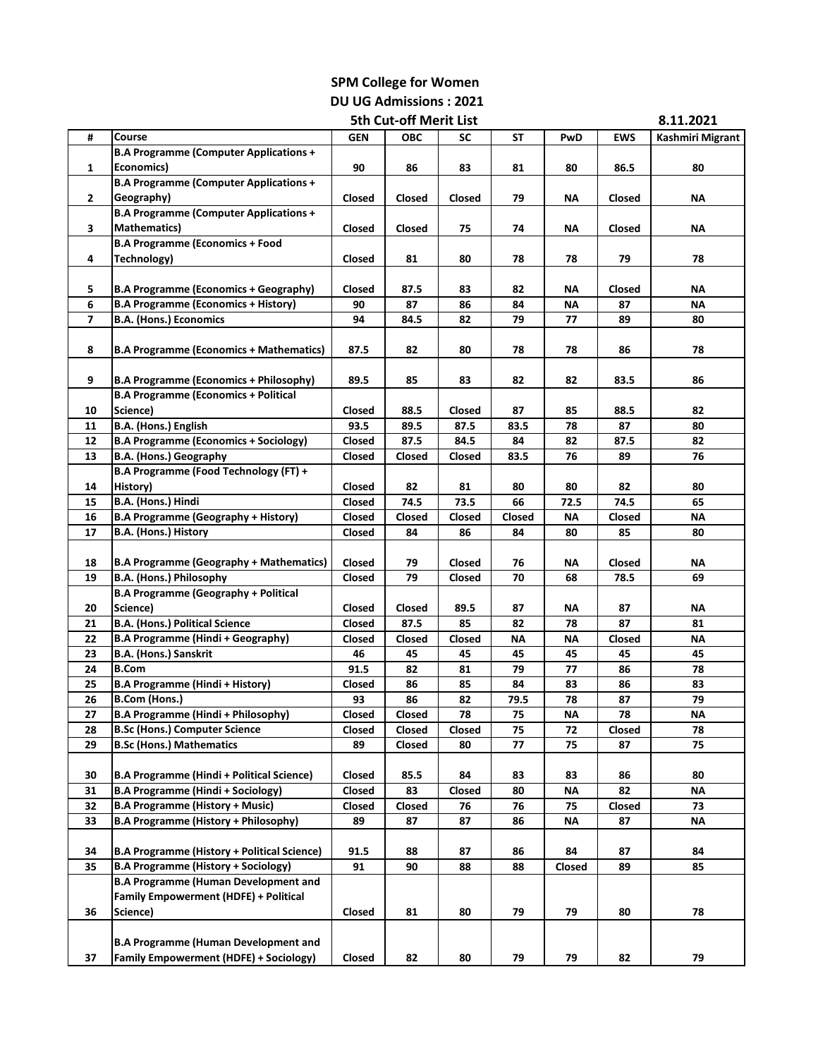**SPM College for Women**

**DU UG Admissions : 2021**

**5th Cut-off Merit List** — **8.11.2021**

| # | Course | GEN | OBC | SC | ST | PwD | EWS | Kashmiri Migrant |
|---|---|---|---|---|---|---|---|---|
| 1 | B.A Programme (Computer Applications + Economics) | 90 | 86 | 83 | 81 | 80 | 86.5 | 80 |
| 2 | B.A Programme (Computer Applications + Geography) | Closed | Closed | Closed | 79 | NA | Closed | NA |
| 3 | B.A Programme (Computer Applications + Mathematics) | Closed | Closed | 75 | 74 | NA | Closed | NA |
| 4 | B.A Programme (Economics + Food Technology) | Closed | 81 | 80 | 78 | 78 | 79 | 78 |
| 5 | B.A Programme (Economics + Geography) | Closed | 87.5 | 83 | 82 | NA | Closed | NA |
| 6 | B.A Programme (Economics + History) | 90 | 87 | 86 | 84 | NA | 87 | NA |
| 7 | B.A. (Hons.) Economics | 94 | 84.5 | 82 | 79 | 77 | 89 | 80 |
| 8 | B.A Programme (Economics + Mathematics) | 87.5 | 82 | 80 | 78 | 78 | 86 | 78 |
| 9 | B.A Programme (Economics + Philosophy) | 89.5 | 85 | 83 | 82 | 82 | 83.5 | 86 |
| 10 | B.A Programme (Economics + Political Science) | Closed | 88.5 | Closed | 87 | 85 | 88.5 | 82 |
| 11 | B.A. (Hons.) English | 93.5 | 89.5 | 87.5 | 83.5 | 78 | 87 | 80 |
| 12 | B.A Programme (Economics + Sociology) | Closed | 87.5 | 84.5 | 84 | 82 | 87.5 | 82 |
| 13 | B.A. (Hons.) Geography | Closed | Closed | Closed | 83.5 | 76 | 89 | 76 |
| 14 | B.A Programme (Food Technology (FT) + History) | Closed | 82 | 81 | 80 | 80 | 82 | 80 |
| 15 | B.A. (Hons.) Hindi | Closed | 74.5 | 73.5 | 66 | 72.5 | 74.5 | 65 |
| 16 | B.A Programme (Geography + History) | Closed | Closed | Closed | Closed | NA | Closed | NA |
| 17 | B.A. (Hons.) History | Closed | 84 | 86 | 84 | 80 | 85 | 80 |
| 18 | B.A Programme (Geography + Mathematics) | Closed | 79 | Closed | 76 | NA | Closed | NA |
| 19 | B.A. (Hons.) Philosophy | Closed | 79 | Closed | 70 | 68 | 78.5 | 69 |
| 20 | B.A Programme (Geography + Political Science) | Closed | Closed | 89.5 | 87 | NA | 87 | NA |
| 21 | B.A. (Hons.) Political Science | Closed | 87.5 | 85 | 82 | 78 | 87 | 81 |
| 22 | B.A Programme (Hindi + Geography) | Closed | Closed | Closed | NA | NA | Closed | NA |
| 23 | B.A. (Hons.) Sanskrit | 46 | 45 | 45 | 45 | 45 | 45 | 45 |
| 24 | B.Com | 91.5 | 82 | 81 | 79 | 77 | 86 | 78 |
| 25 | B.A Programme (Hindi + History) | Closed | 86 | 85 | 84 | 83 | 86 | 83 |
| 26 | B.Com (Hons.) | 93 | 86 | 82 | 79.5 | 78 | 87 | 79 |
| 27 | B.A Programme (Hindi + Philosophy) | Closed | Closed | 78 | 75 | NA | 78 | NA |
| 28 | B.Sc (Hons.) Computer Science | Closed | Closed | Closed | 75 | 72 | Closed | 78 |
| 29 | B.Sc (Hons.) Mathematics | 89 | Closed | 80 | 77 | 75 | 87 | 75 |
| 30 | B.A Programme (Hindi + Political Science) | Closed | 85.5 | 84 | 83 | 83 | 86 | 80 |
| 31 | B.A Programme (Hindi + Sociology) | Closed | 83 | Closed | 80 | NA | 82 | NA |
| 32 | B.A Programme (History + Music) | Closed | Closed | 76 | 76 | 75 | Closed | 73 |
| 33 | B.A Programme (History + Philosophy) | 89 | 87 | 87 | 86 | NA | 87 | NA |
| 34 | B.A Programme (History + Political Science) | 91.5 | 88 | 87 | 86 | 84 | 87 | 84 |
| 35 | B.A Programme (History + Sociology) | 91 | 90 | 88 | 88 | Closed | 89 | 85 |
| 36 | B.A Programme (Human Development and Family Empowerment (HDFE) + Political Science) | Closed | 81 | 80 | 79 | 79 | 80 | 78 |
| 37 | B.A Programme (Human Development and Family Empowerment (HDFE) + Sociology) | Closed | 82 | 80 | 79 | 79 | 82 | 79 |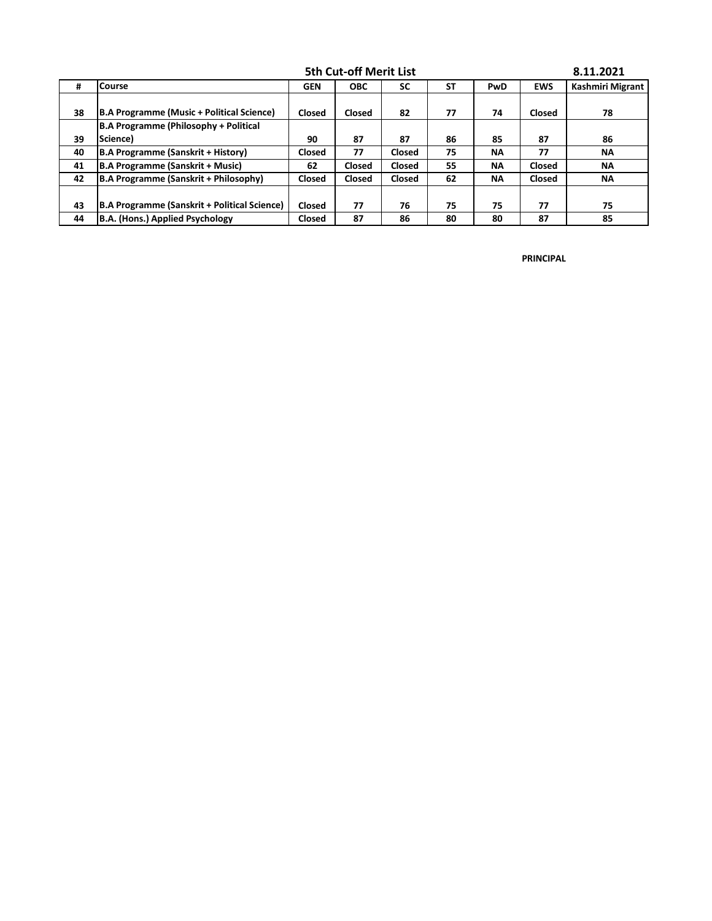**5th Cut-off Merit List** **8.11.2021**

| # | Course | GEN | OBC | SC | ST | PwD | EWS | Kashmiri Migrant |
|---|---|---|---|---|---|---|---|---|
| 38 | B.A Programme (Music + Political Science) | Closed | Closed | 82 | 77 | 74 | Closed | 78 |
| 39 | B.A Programme (Philosophy + Political Science) | 90 | 87 | 87 | 86 | 85 | 87 | 86 |
| 40 | B.A Programme (Sanskrit + History) | Closed | 77 | Closed | 75 | NA | 77 | NA |
| 41 | B.A Programme (Sanskrit + Music) | 62 | Closed | Closed | 55 | NA | Closed | NA |
| 42 | B.A Programme (Sanskrit + Philosophy) | Closed | Closed | Closed | 62 | NA | Closed | NA |
| 43 | B.A Programme (Sanskrit + Political Science) | Closed | 77 | 76 | 75 | 75 | 77 | 75 |
| 44 | B.A. (Hons.) Applied Psychology | Closed | 87 | 86 | 80 | 80 | 87 | 85 |

**PRINCIPAL**